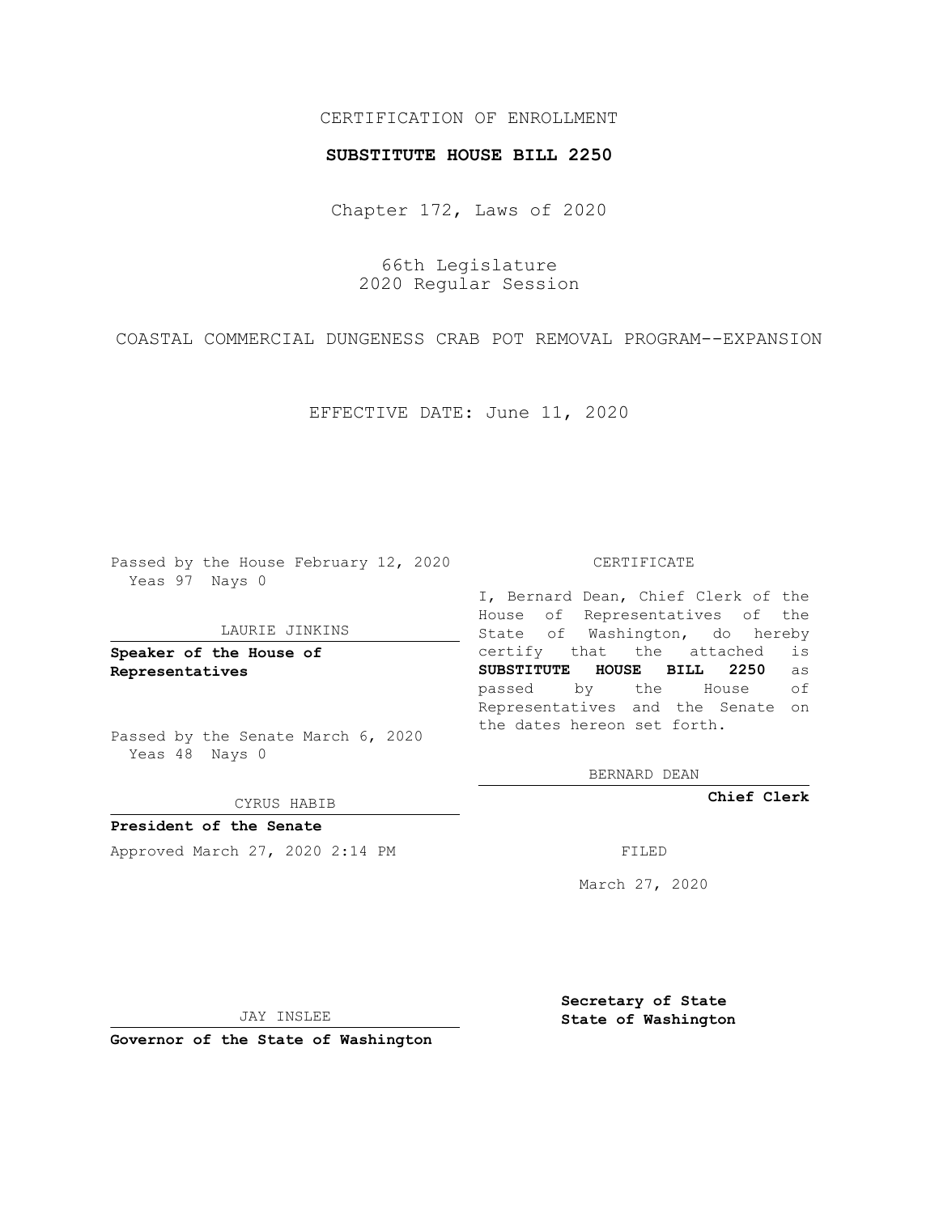CERTIFICATION OF ENROLLMENT

**SUBSTITUTE HOUSE BILL 2250**

Chapter 172, Laws of 2020

66th Legislature
2020 Regular Session

COASTAL COMMERCIAL DUNGENESS CRAB POT REMOVAL PROGRAM--EXPANSION

EFFECTIVE DATE: June 11, 2020

Passed by the House February 12, 2020
Yeas 97 Nays 0

LAURIE JINKINS

**Speaker of the House of Representatives**

Passed by the Senate March 6, 2020
Yeas 48 Nays 0

CYRUS HABIB

**President of the Senate**

Approved March 27, 2020 2:14 PM

JAY INSLEE

**Governor of the State of Washington**

CERTIFICATE

I, Bernard Dean, Chief Clerk of the House of Representatives of the State of Washington, do hereby certify that the attached is **SUBSTITUTE HOUSE BILL 2250** as passed by the House of Representatives and the Senate on the dates hereon set forth.

BERNARD DEAN

**Chief Clerk**

FILED

March 27, 2020

**Secretary of State**
**State of Washington**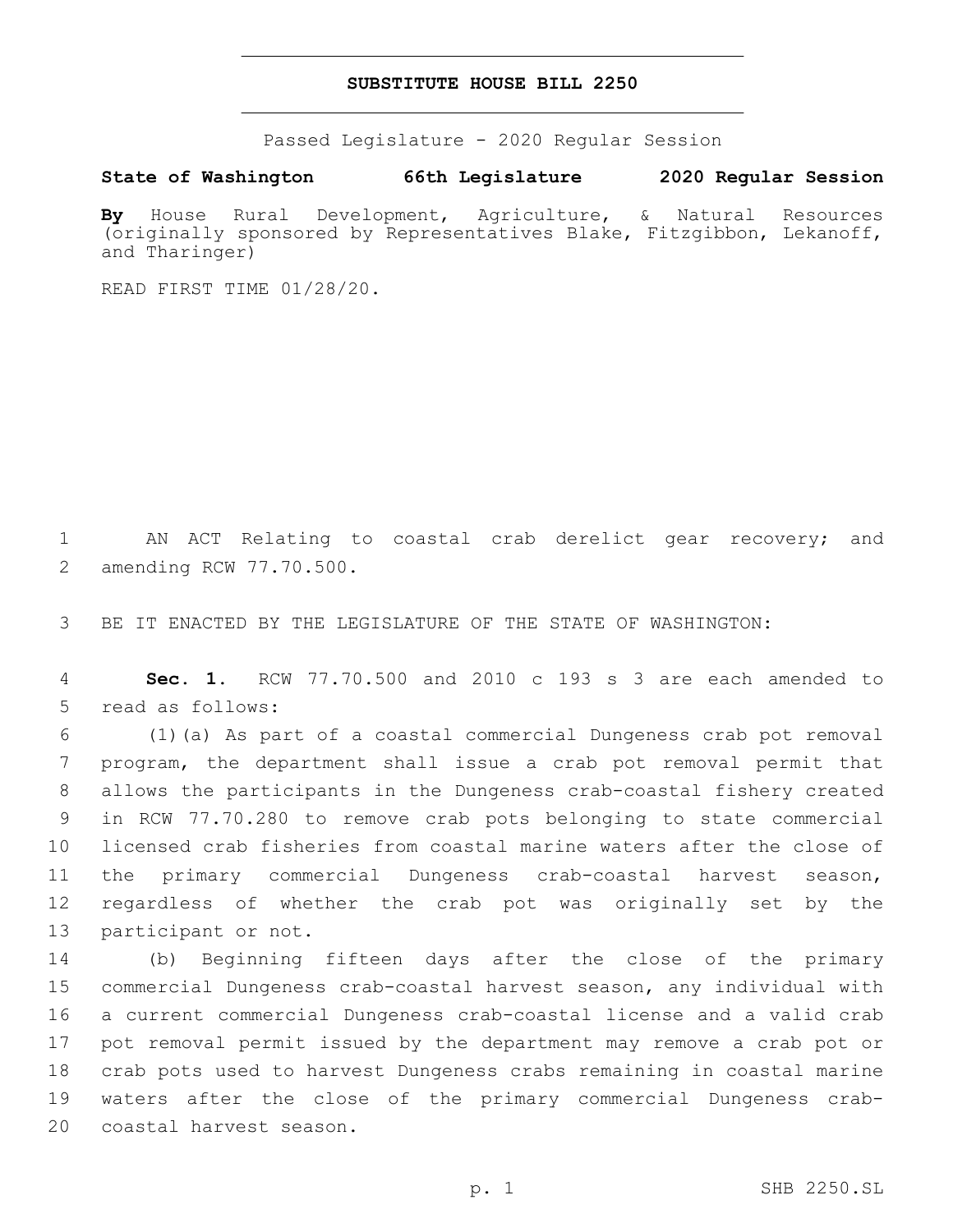# SUBSTITUTE HOUSE BILL 2250

Passed Legislature - 2020 Regular Session

**State of Washington 66th Legislature 2020 Regular Session**

**By** House Rural Development, Agriculture, & Natural Resources (originally sponsored by Representatives Blake, Fitzgibbon, Lekanoff, and Tharinger)

READ FIRST TIME 01/28/20.

1 AN ACT Relating to coastal crab derelict gear recovery; and 2 amending RCW 77.70.500.

3 BE IT ENACTED BY THE LEGISLATURE OF THE STATE OF WASHINGTON:

4 **Sec. 1.** RCW 77.70.500 and 2010 c 193 s 3 are each amended to 5 read as follows:

6 (1)(a) As part of a coastal commercial Dungeness crab pot removal 7 program, the department shall issue a crab pot removal permit that 8 allows the participants in the Dungeness crab-coastal fishery created 9 in RCW 77.70.280 to remove crab pots belonging to state commercial 10 licensed crab fisheries from coastal marine waters after the close of 11 the primary commercial Dungeness crab-coastal harvest season, 12 regardless of whether the crab pot was originally set by the 13 participant or not.

14 (b) Beginning fifteen days after the close of the primary 15 commercial Dungeness crab-coastal harvest season, any individual with 16 a current commercial Dungeness crab-coastal license and a valid crab 17 pot removal permit issued by the department may remove a crab pot or 18 crab pots used to harvest Dungeness crabs remaining in coastal marine 19 waters after the close of the primary commercial Dungeness crab-20 coastal harvest season.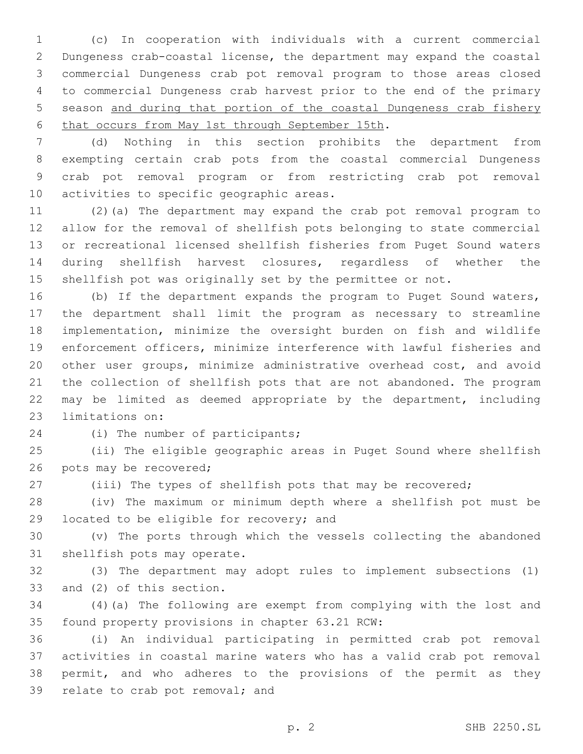(c) In cooperation with individuals with a current commercial Dungeness crab-coastal license, the department may expand the coastal commercial Dungeness crab pot removal program to those areas closed to commercial Dungeness crab harvest prior to the end of the primary season <u>and during that portion of the coastal Dungeness crab fishery that occurs from May 1st through September 15th</u>.

(d) Nothing in this section prohibits the department from exempting certain crab pots from the coastal commercial Dungeness crab pot removal program or from restricting crab pot removal activities to specific geographic areas.

(2)(a) The department may expand the crab pot removal program to allow for the removal of shellfish pots belonging to state commercial or recreational licensed shellfish fisheries from Puget Sound waters during shellfish harvest closures, regardless of whether the shellfish pot was originally set by the permittee or not.

(b) If the department expands the program to Puget Sound waters, the department shall limit the program as necessary to streamline implementation, minimize the oversight burden on fish and wildlife enforcement officers, minimize interference with lawful fisheries and other user groups, minimize administrative overhead cost, and avoid the collection of shellfish pots that are not abandoned. The program may be limited as deemed appropriate by the department, including limitations on:

(i) The number of participants;

(ii) The eligible geographic areas in Puget Sound where shellfish pots may be recovered;

(iii) The types of shellfish pots that may be recovered;

(iv) The maximum or minimum depth where a shellfish pot must be located to be eligible for recovery; and

(v) The ports through which the vessels collecting the abandoned shellfish pots may operate.

(3) The department may adopt rules to implement subsections (1) and (2) of this section.

(4)(a) The following are exempt from complying with the lost and found property provisions in chapter 63.21 RCW:

(i) An individual participating in permitted crab pot removal activities in coastal marine waters who has a valid crab pot removal permit, and who adheres to the provisions of the permit as they relate to crab pot removal; and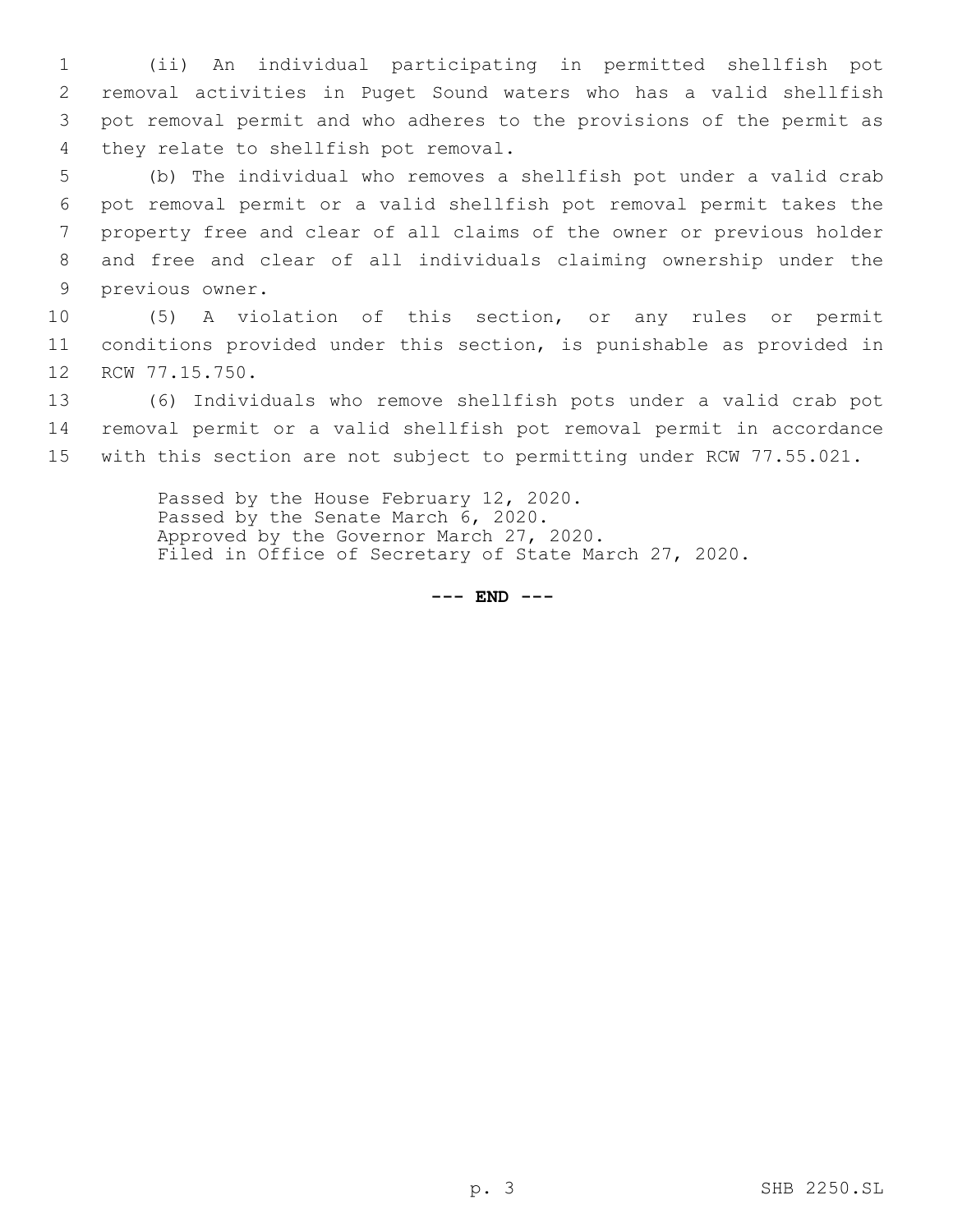(ii) An individual participating in permitted shellfish pot removal activities in Puget Sound waters who has a valid shellfish pot removal permit and who adheres to the provisions of the permit as they relate to shellfish pot removal.

(b) The individual who removes a shellfish pot under a valid crab pot removal permit or a valid shellfish pot removal permit takes the property free and clear of all claims of the owner or previous holder and free and clear of all individuals claiming ownership under the previous owner.

(5) A violation of this section, or any rules or permit conditions provided under this section, is punishable as provided in RCW 77.15.750.

(6) Individuals who remove shellfish pots under a valid crab pot removal permit or a valid shellfish pot removal permit in accordance with this section are not subject to permitting under RCW 77.55.021.

Passed by the House February 12, 2020.
Passed by the Senate March 6, 2020.
Approved by the Governor March 27, 2020.
Filed in Office of Secretary of State March 27, 2020.

**--- END ---**